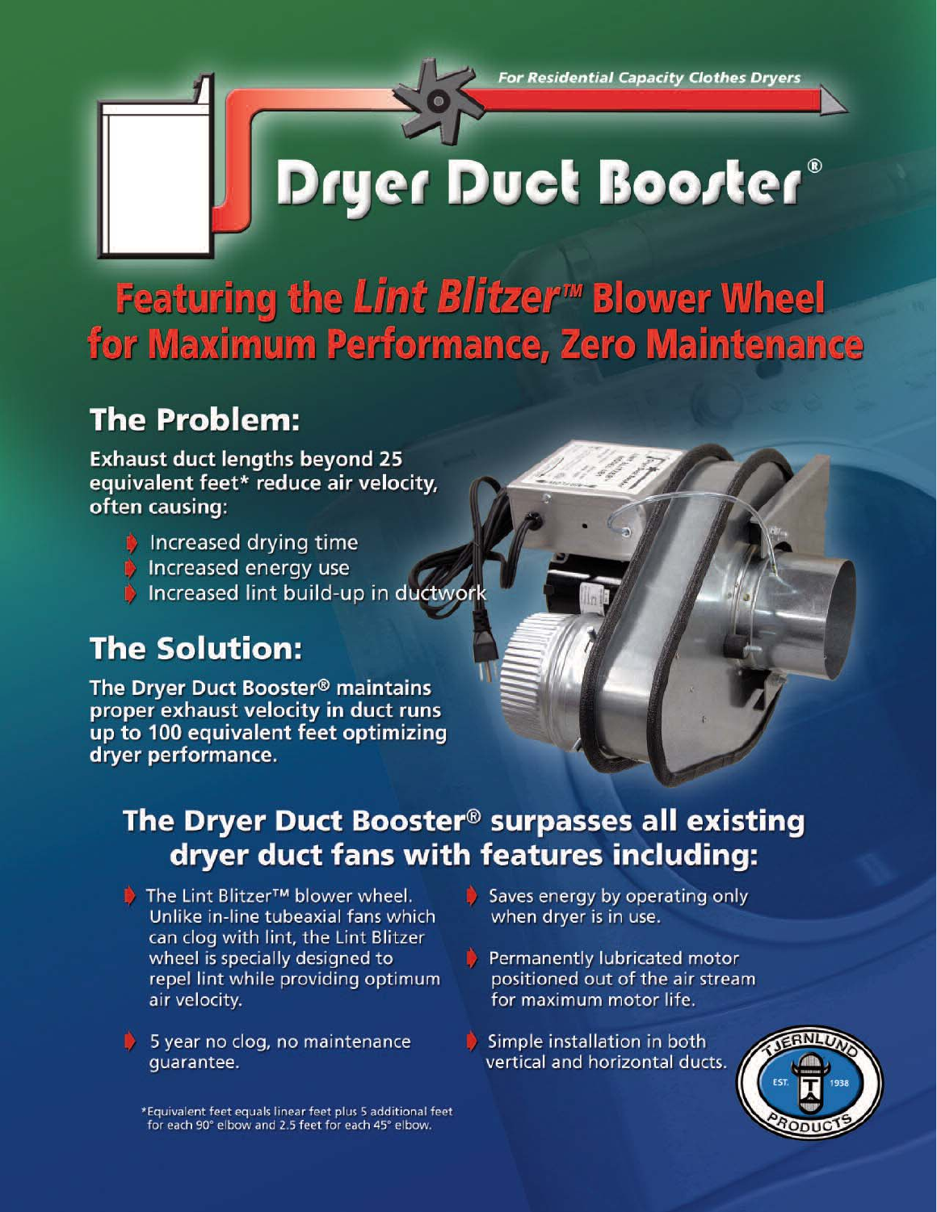*For Residential Capacity Clothes Dryers*

# Dryer Duct Booster®

## Featuring the *Lint Blitzer™* Blower Wheel for Maximum Performance, Zero Maintenance

## The Problem:

**Exhaust duct lengths beyond 25 equivalent feet* reduce air velocity, often causing:**

- Increased drying time
- Increased energy use
- Increased lint build-up in ductwork

## The Solution:

**The Dryer Duct Booster® maintains proper exhaust velocity in duct runs up to 100 equivalent feet optimizing dryer performance.**

## The Dryer Duct Booster® surpasses all existing dryer duct fans with features including:

- The Lint Blitzer™ blower wheel. Unlike in-line tubeaxial fans which can clog with lint, the Lint Blitzer wheel is specially designed to repel lint while providing optimum air velocity.
- 5 year no clog, no maintenance guarantee.
- Saves energy by operating only when dryer is in use.
- Permanently lubricated motor positioned out of the air stream for maximum motor life.
- Simple installation in both vertical and horizontal ducts.

*Equivalent feet equals linear feet plus 5 additional feet for each 90° elbow and 2.5 feet for each 45° elbow.

TJERNLUND PRODUCTS EST. 1938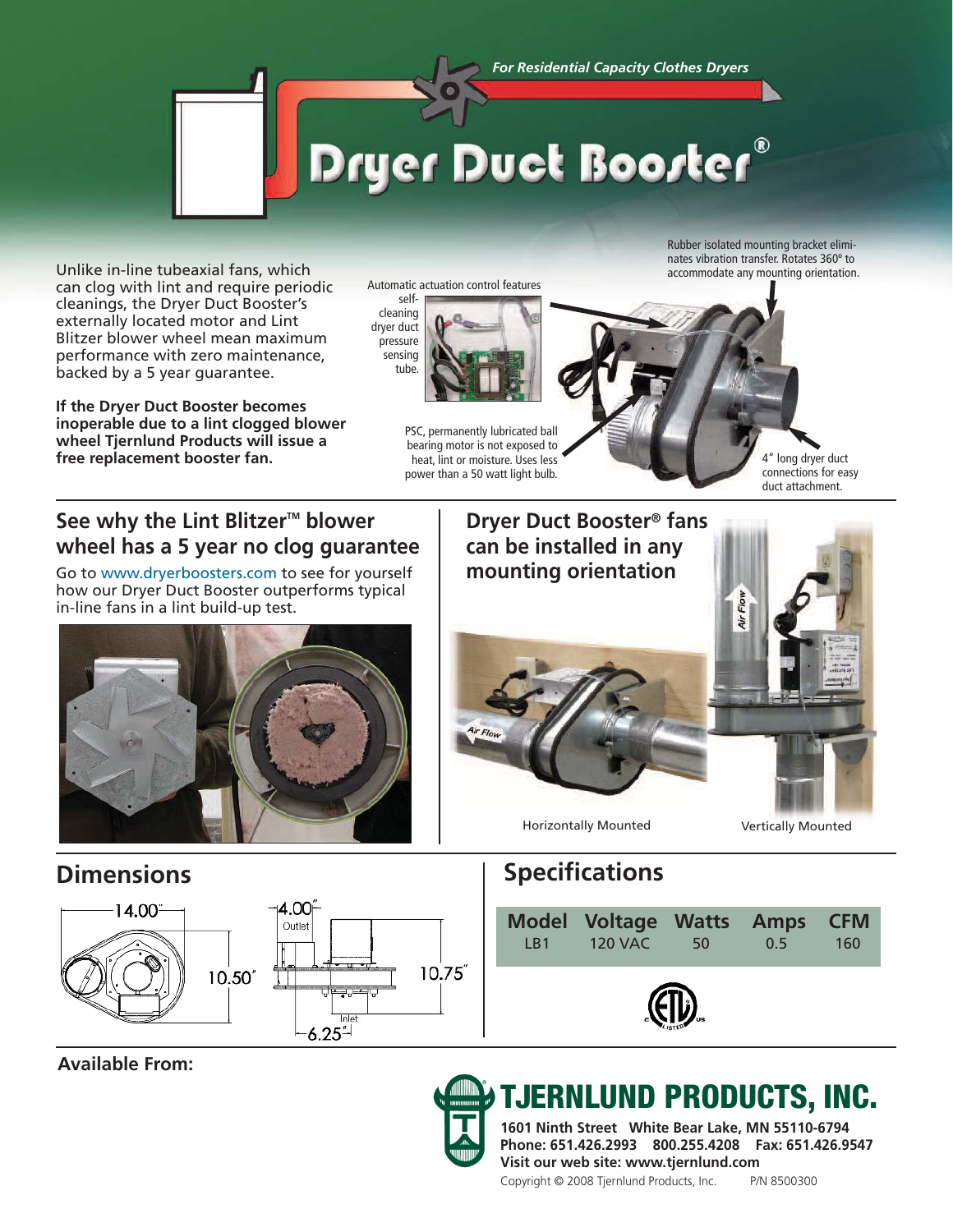*For Residential Capacity Clothes Dryers*

# Dryer Duct Booster®

Unlike in-line tubeaxial fans, which can clog with lint and require periodic cleanings, the Dryer Duct Booster's externally located motor and Lint Blitzer blower wheel mean maximum performance with zero maintenance, backed by a 5 year guarantee.

**If the Dryer Duct Booster becomes inoperable due to a lint clogged blower wheel Tjernlund Products will issue a free replacement booster fan.**

Automatic actuation control features self-cleaning dryer duct pressure sensing tube.

Rubber isolated mounting bracket eliminates vibration transfer. Rotates 360° to accommodate any mounting orientation.

PSC, permanently lubricated ball bearing motor is not exposed to heat, lint or moisture. Uses less power than a 50 watt light bulb.

4" long dryer duct connections for easy duct attachment.

## See why the Lint Blitzer™ blower wheel has a 5 year no clog guarantee

Go to www.dryerboosters.com to see for yourself how our Dryer Duct Booster outperforms typical in-line fans in a lint build-up test.

## Dryer Duct Booster® fans can be installed in any mounting orientation

Air Flow

Horizontally Mounted

Vertically Mounted

## Dimensions

14.00"

10.50"

4.00"

Outlet

10.75"

Inlet

6.25"

## Specifications

| Model | Voltage | Watts | Amps | CFM |
|---|---|---|---|---|
| LB1 | 120 VAC | 50 | 0.5 | 160 |

c ETL LISTED us

**Available From:**

# TJERNLUND PRODUCTS, INC.

**1601 Ninth Street White Bear Lake, MN 55110-6794**
**Phone: 651.426.2993 800.255.4208 Fax: 651.426.9547**
**Visit our web site: www.tjernlund.com**

Copyright © 2008 Tjernlund Products, Inc. P/N 8500300